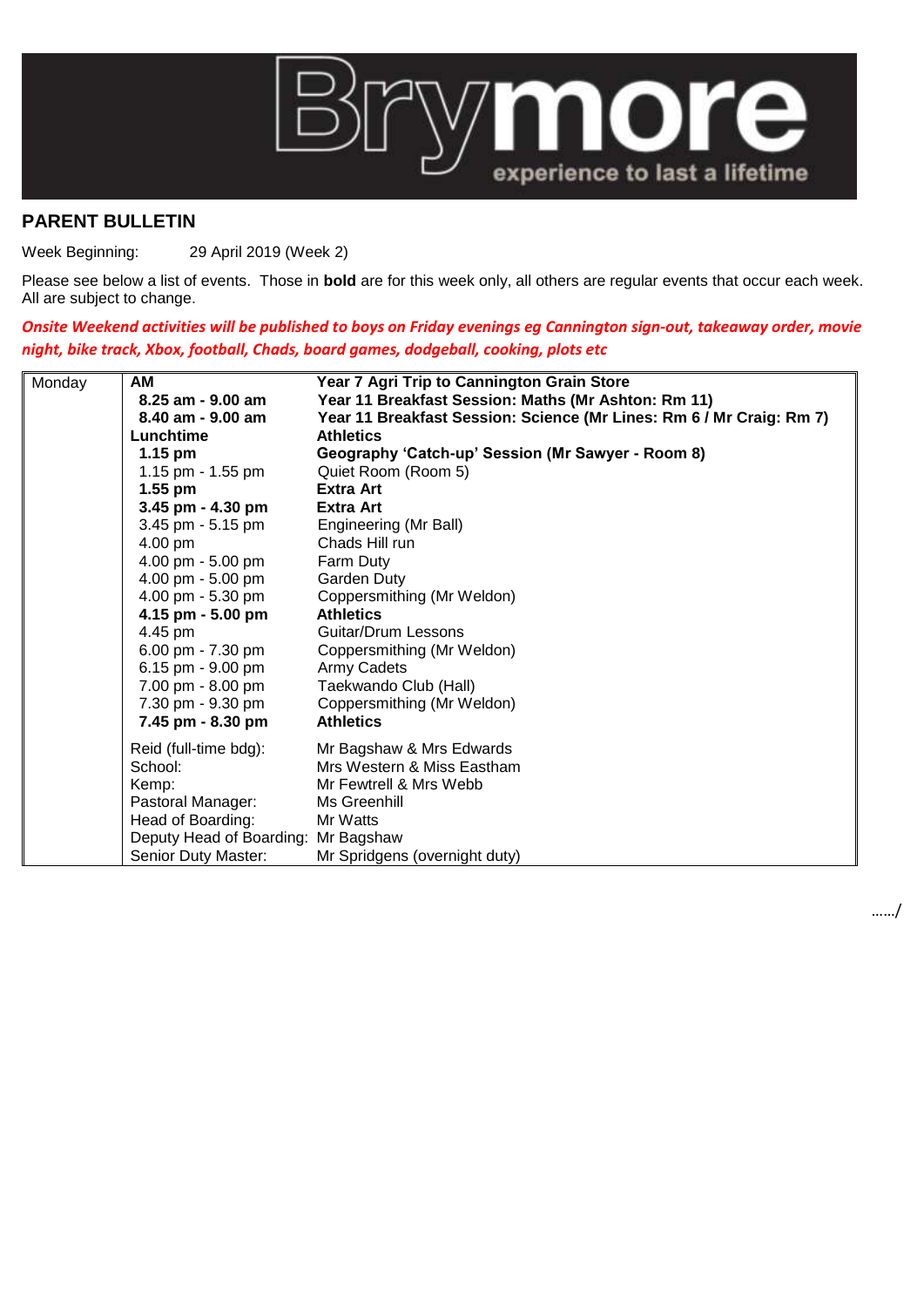# Brymore

experience to last a lifetime

## PARENT BULLETIN

Week Beginning: 29 April 2019 (Week 2)

Please see below a list of events. Those in **bold** are for this week only, all others are regular events that occur each week. All are subject to change.

***Onsite Weekend activities will be published to boys on Friday evenings eg Cannington sign-out, takeaway order, movie night, bike track, Xbox, football, Chads, board games, dodgeball, cooking, plots etc***

| Day | Time | Event |
|---|---|---|
| Monday | **AM** | **Year 7 Agri Trip to Cannington Grain Store** |
| | **8.25 am - 9.00 am** | **Year 11 Breakfast Session: Maths (Mr Ashton: Rm 11)** |
| | **8.40 am - 9.00 am** | **Year 11 Breakfast Session: Science (Mr Lines: Rm 6 / Mr Craig: Rm 7)** |
| | **Lunchtime** | **Athletics** |
| | **1.15 pm** | **Geography 'Catch-up' Session (Mr Sawyer - Room 8)** |
| | 1.15 pm - 1.55 pm | Quiet Room (Room 5) |
| | **1.55 pm** | **Extra Art** |
| | **3.45 pm - 4.30 pm** | **Extra Art** |
| | 3.45 pm - 5.15 pm | Engineering (Mr Ball) |
| | 4.00 pm | Chads Hill run |
| | 4.00 pm - 5.00 pm | Farm Duty |
| | 4.00 pm - 5.00 pm | Garden Duty |
| | 4.00 pm - 5.30 pm | Coppersmithing (Mr Weldon) |
| | **4.15 pm - 5.00 pm** | **Athletics** |
| | 4.45 pm | Guitar/Drum Lessons |
| | 6.00 pm - 7.30 pm | Coppersmithing (Mr Weldon) |
| | 6.15 pm - 9.00 pm | Army Cadets |
| | 7.00 pm - 8.00 pm | Taekwando Club (Hall) |
| | 7.30 pm - 9.30 pm | Coppersmithing (Mr Weldon) |
| | **7.45 pm - 8.30 pm** | **Athletics** |
| | Reid (full-time bdg): | Mr Bagshaw & Mrs Edwards |
| | School: | Mrs Western & Miss Eastham |
| | Kemp: | Mr Fewtrell & Mrs Webb |
| | Pastoral Manager: | Ms Greenhill |
| | Head of Boarding: | Mr Watts |
| | Deputy Head of Boarding: | Mr Bagshaw |
| | Senior Duty Master: | Mr Spridgens (overnight duty) |

……/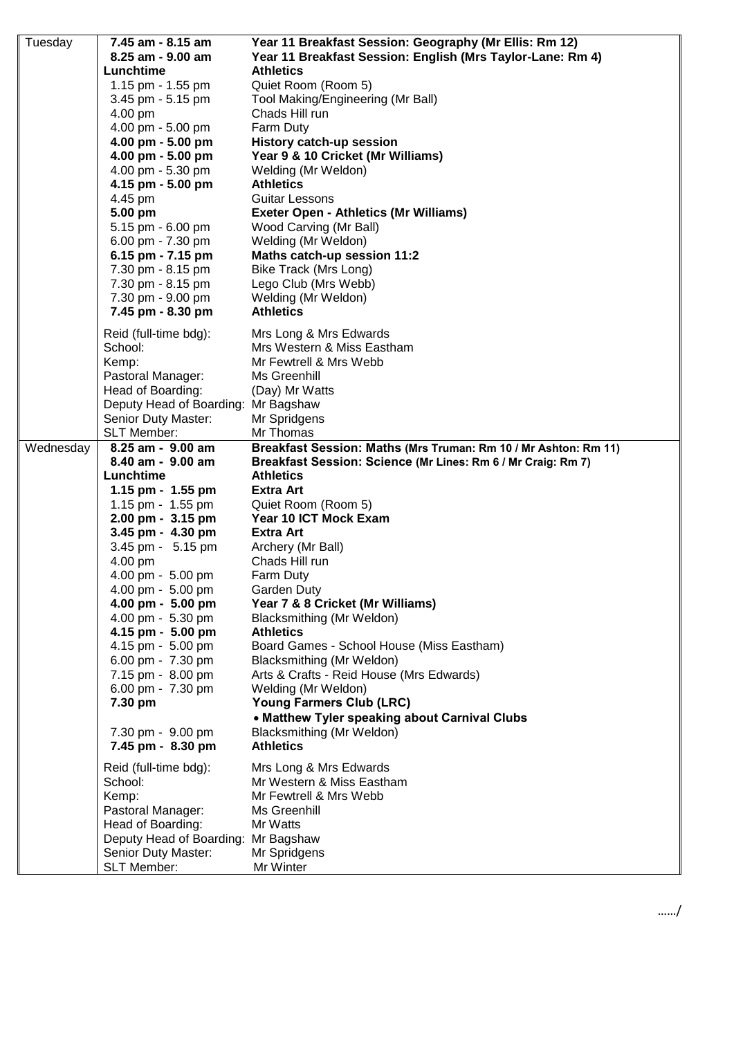| Day | Time | Activity |
|---|---|---|
| Tuesday | **7.45 am - 8.15 am** | **Year 11 Breakfast Session: Geography (Mr Ellis: Rm 12)** |
| | **8.25 am - 9.00 am** | **Year 11 Breakfast Session: English (Mrs Taylor-Lane: Rm 4)** |
| | **Lunchtime** | **Athletics** |
| | 1.15 pm - 1.55 pm | Quiet Room (Room 5) |
| | 3.45 pm - 5.15 pm | Tool Making/Engineering (Mr Ball) |
| | 4.00 pm | Chads Hill run |
| | 4.00 pm - 5.00 pm | Farm Duty |
| | **4.00 pm - 5.00 pm** | **History catch-up session** |
| | **4.00 pm - 5.00 pm** | **Year 9 & 10 Cricket (Mr Williams)** |
| | 4.00 pm - 5.30 pm | Welding (Mr Weldon) |
| | **4.15 pm - 5.00 pm** | **Athletics** |
| | 4.45 pm | Guitar Lessons |
| | **5.00 pm** | **Exeter Open - Athletics (Mr Williams)** |
| | 5.15 pm - 6.00 pm | Wood Carving (Mr Ball) |
| | 6.00 pm - 7.30 pm | Welding (Mr Weldon) |
| | **6.15 pm - 7.15 pm** | **Maths catch-up session 11:2** |
| | 7.30 pm - 8.15 pm | Bike Track (Mrs Long) |
| | 7.30 pm - 8.15 pm | Lego Club (Mrs Webb) |
| | 7.30 pm - 9.00 pm | Welding (Mr Weldon) |
| | **7.45 pm - 8.30 pm** | **Athletics** |
| | Reid (full-time bdg): | Mrs Long & Mrs Edwards |
| | School: | Mrs Western & Miss Eastham |
| | Kemp: | Mr Fewtrell & Mrs Webb |
| | Pastoral Manager: | Ms Greenhill |
| | Head of Boarding: | (Day) Mr Watts |
| | Deputy Head of Boarding: | Mr Bagshaw |
| | Senior Duty Master: | Mr Spridgens |
| | SLT Member: | Mr Thomas |
| Wednesday | **8.25 am - 9.00 am** | **Breakfast Session: Maths (Mrs Truman: Rm 10 / Mr Ashton: Rm 11)** |
| | **8.40 am - 9.00 am** | **Breakfast Session: Science (Mr Lines: Rm 6 / Mr Craig: Rm 7)** |
| | **Lunchtime** | **Athletics** |
| | **1.15 pm - 1.55 pm** | **Extra Art** |
| | 1.15 pm - 1.55 pm | Quiet Room (Room 5) |
| | **2.00 pm - 3.15 pm** | **Year 10 ICT Mock Exam** |
| | **3.45 pm - 4.30 pm** | **Extra Art** |
| | 3.45 pm - 5.15 pm | Archery (Mr Ball) |
| | 4.00 pm | Chads Hill run |
| | 4.00 pm - 5.00 pm | Farm Duty |
| | 4.00 pm - 5.00 pm | Garden Duty |
| | **4.00 pm - 5.00 pm** | **Year 7 & 8 Cricket (Mr Williams)** |
| | 4.00 pm - 5.30 pm | Blacksmithing (Mr Weldon) |
| | **4.15 pm - 5.00 pm** | **Athletics** |
| | 4.15 pm - 5.00 pm | Board Games - School House (Miss Eastham) |
| | 6.00 pm - 7.30 pm | Blacksmithing (Mr Weldon) |
| | 7.15 pm - 8.00 pm | Arts & Crafts - Reid House (Mrs Edwards) |
| | 6.00 pm - 7.30 pm | Welding (Mr Weldon) |
| | **7.30 pm** | **Young Farmers Club (LRC)**<br>**• Matthew Tyler speaking about Carnival Clubs** |
| | 7.30 pm - 9.00 pm | Blacksmithing (Mr Weldon) |
| | **7.45 pm - 8.30 pm** | **Athletics** |
| | Reid (full-time bdg): | Mrs Long & Mrs Edwards |
| | School: | Mr Western & Miss Eastham |
| | Kemp: | Mr Fewtrell & Mrs Webb |
| | Pastoral Manager: | Ms Greenhill |
| | Head of Boarding: | Mr Watts |
| | Deputy Head of Boarding: | Mr Bagshaw |
| | Senior Duty Master: | Mr Spridgens |
| | SLT Member: | Mr Winter |

……/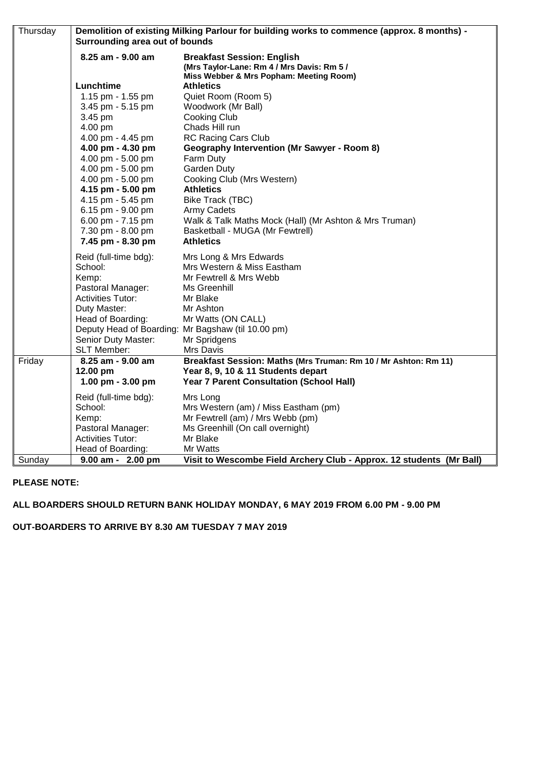| | | |
|---|---|---|
| Thursday | **Demolition of existing Milking Parlour for building works to commence (approx. 8 months) - Surrounding area out of bounds** | |
| | **8.25 am - 9.00 am** | **Breakfast Session: English (Mrs Taylor-Lane: Rm 4 / Mrs Davis: Rm 5 / Miss Webber & Mrs Popham: Meeting Room)** |
| | **Lunchtime** | **Athletics** |
| | 1.15 pm - 1.55 pm | Quiet Room (Room 5) |
| | 3.45 pm - 5.15 pm | Woodwork (Mr Ball) |
| | 3.45 pm | Cooking Club |
| | 4.00 pm | Chads Hill run |
| | 4.00 pm - 4.45 pm | RC Racing Cars Club |
| | **4.00 pm - 4.30 pm** | **Geography Intervention (Mr Sawyer - Room 8)** |
| | 4.00 pm - 5.00 pm | Farm Duty |
| | 4.00 pm - 5.00 pm | Garden Duty |
| | 4.00 pm - 5.00 pm | Cooking Club (Mrs Western) |
| | **4.15 pm - 5.00 pm** | **Athletics** |
| | 4.15 pm - 5.45 pm | Bike Track (TBC) |
| | 6.15 pm - 9.00 pm | Army Cadets |
| | 6.00 pm - 7.15 pm | Walk & Talk Maths Mock (Hall) (Mr Ashton & Mrs Truman) |
| | 7.30 pm - 8.00 pm | Basketball - MUGA (Mr Fewtrell) |
| | **7.45 pm - 8.30 pm** | **Athletics** |
| | Reid (full-time bdg): | Mrs Long & Mrs Edwards |
| | School: | Mrs Western & Miss Eastham |
| | Kemp: | Mr Fewtrell & Mrs Webb |
| | Pastoral Manager: | Ms Greenhill |
| | Activities Tutor: | Mr Blake |
| | Duty Master: | Mr Ashton |
| | Head of Boarding: | Mr Watts (ON CALL) |
| | Deputy Head of Boarding: | Mr Bagshaw (til 10.00 pm) |
| | Senior Duty Master: | Mr Spridgens |
| | SLT Member: | Mrs Davis |
| Friday | **8.25 am - 9.00 am** | **Breakfast Session: Maths (Mrs Truman: Rm 10 / Mr Ashton: Rm 11)** |
| | **12.00 pm** | **Year 8, 9, 10 & 11 Students depart** |
| | **1.00 pm - 3.00 pm** | **Year 7 Parent Consultation (School Hall)** |
| | Reid (full-time bdg): | Mrs Long |
| | School: | Mrs Western (am) / Miss Eastham (pm) |
| | Kemp: | Mr Fewtrell (am) / Mrs Webb (pm) |
| | Pastoral Manager: | Ms Greenhill (On call overnight) |
| | Activities Tutor: | Mr Blake |
| | Head of Boarding: | Mr Watts |
| Sunday | **9.00 am - 2.00 pm** | **Visit to Wescombe Field Archery Club - Approx. 12 students (Mr Ball)** |

**PLEASE NOTE:**

**ALL BOARDERS SHOULD RETURN BANK HOLIDAY MONDAY, 6 MAY 2019 FROM 6.00 PM - 9.00 PM**

**OUT-BOARDERS TO ARRIVE BY 8.30 AM TUESDAY 7 MAY 2019**